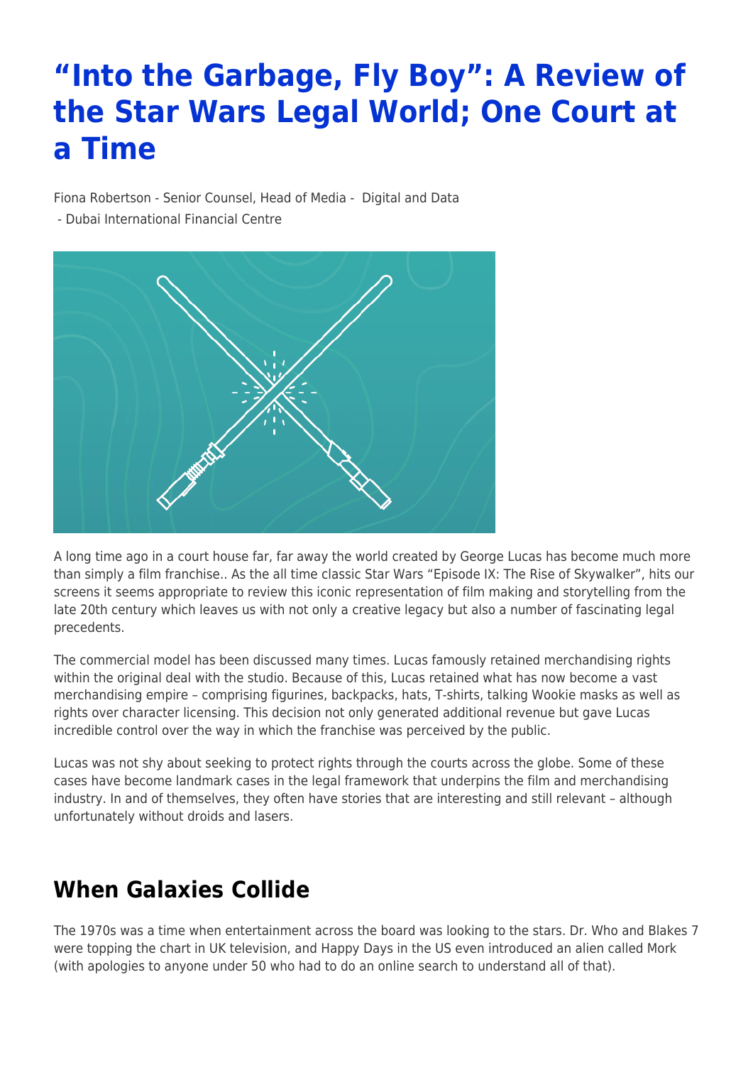# "Into the Garbage, Fly Boy": A Review of the Star Wars Legal World; One Court at a Time

Fiona Robertson - Senior Counsel, Head of Media - Digital and Data
- Dubai International Financial Centre

A long time ago in a court house far, far away the world created by George Lucas has become much more than simply a film franchise.. As the all time classic Star Wars "Episode IX: The Rise of Skywalker", hits our screens it seems appropriate to review this iconic representation of film making and storytelling from the late 20th century which leaves us with not only a creative legacy but also a number of fascinating legal precedents.

The commercial model has been discussed many times. Lucas famously retained merchandising rights within the original deal with the studio. Because of this, Lucas retained what has now become a vast merchandising empire – comprising figurines, backpacks, hats, T-shirts, talking Wookie masks as well as rights over character licensing. This decision not only generated additional revenue but gave Lucas incredible control over the way in which the franchise was perceived by the public.

Lucas was not shy about seeking to protect rights through the courts across the globe. Some of these cases have become landmark cases in the legal framework that underpins the film and merchandising industry. In and of themselves, they often have stories that are interesting and still relevant – although unfortunately without droids and lasers.

## When Galaxies Collide

The 1970s was a time when entertainment across the board was looking to the stars. Dr. Who and Blakes 7 were topping the chart in UK television, and Happy Days in the US even introduced an alien called Mork (with apologies to anyone under 50 who had to do an online search to understand all of that).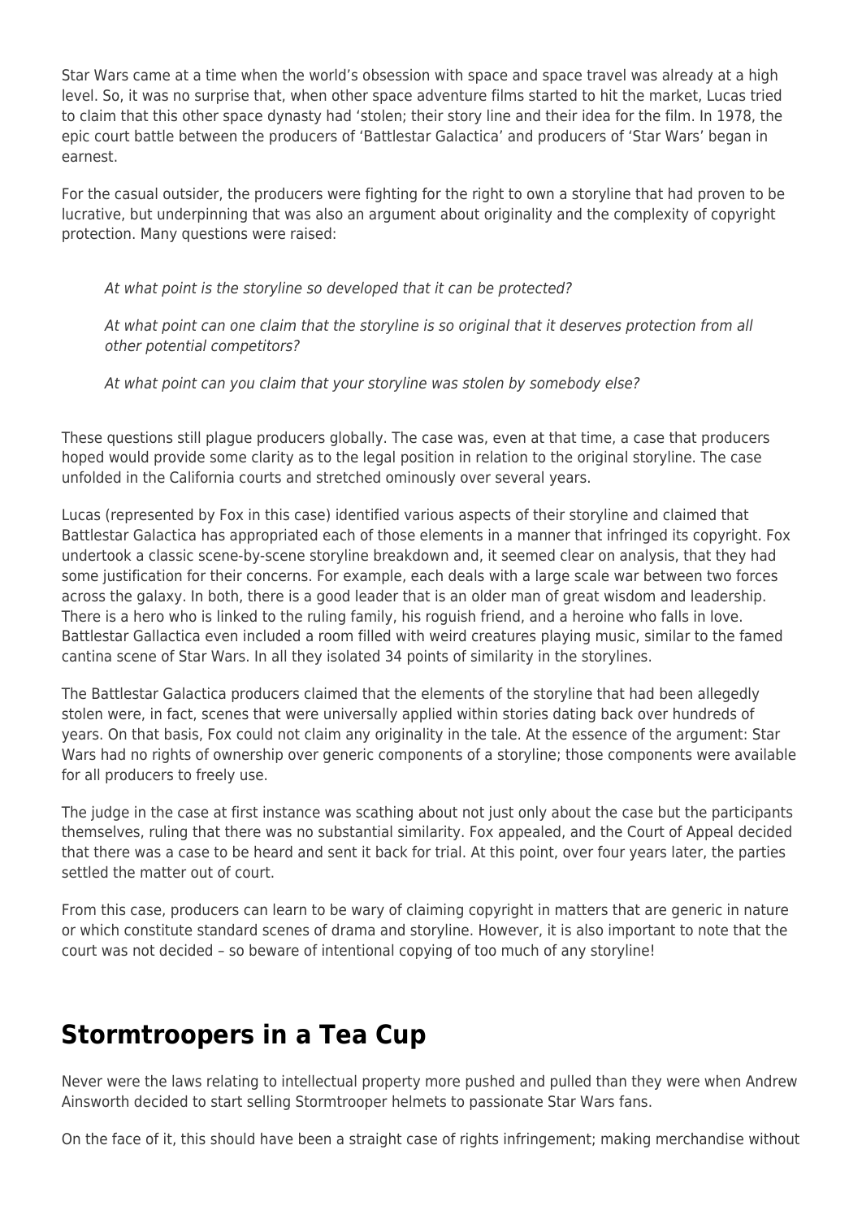Star Wars came at a time when the world's obsession with space and space travel was already at a high level. So, it was no surprise that, when other space adventure films started to hit the market, Lucas tried to claim that this other space dynasty had 'stolen; their story line and their idea for the film. In 1978, the epic court battle between the producers of 'Battlestar Galactica' and producers of 'Star Wars' began in earnest.

For the casual outsider, the producers were fighting for the right to own a storyline that had proven to be lucrative, but underpinning that was also an argument about originality and the complexity of copyright protection. Many questions were raised:

> *At what point is the storyline so developed that it can be protected?*
>
> *At what point can one claim that the storyline is so original that it deserves protection from all other potential competitors?*
>
> *At what point can you claim that your storyline was stolen by somebody else?*

These questions still plague producers globally. The case was, even at that time, a case that producers hoped would provide some clarity as to the legal position in relation to the original storyline. The case unfolded in the California courts and stretched ominously over several years.

Lucas (represented by Fox in this case) identified various aspects of their storyline and claimed that Battlestar Galactica has appropriated each of those elements in a manner that infringed its copyright. Fox undertook a classic scene-by-scene storyline breakdown and, it seemed clear on analysis, that they had some justification for their concerns. For example, each deals with a large scale war between two forces across the galaxy. In both, there is a good leader that is an older man of great wisdom and leadership. There is a hero who is linked to the ruling family, his roguish friend, and a heroine who falls in love. Battlestar Gallactica even included a room filled with weird creatures playing music, similar to the famed cantina scene of Star Wars. In all they isolated 34 points of similarity in the storylines.

The Battlestar Galactica producers claimed that the elements of the storyline that had been allegedly stolen were, in fact, scenes that were universally applied within stories dating back over hundreds of years. On that basis, Fox could not claim any originality in the tale. At the essence of the argument: Star Wars had no rights of ownership over generic components of a storyline; those components were available for all producers to freely use.

The judge in the case at first instance was scathing about not just only about the case but the participants themselves, ruling that there was no substantial similarity. Fox appealed, and the Court of Appeal decided that there was a case to be heard and sent it back for trial. At this point, over four years later, the parties settled the matter out of court.

From this case, producers can learn to be wary of claiming copyright in matters that are generic in nature or which constitute standard scenes of drama and storyline. However, it is also important to note that the court was not decided – so beware of intentional copying of too much of any storyline!

## Stormtroopers in a Tea Cup

Never were the laws relating to intellectual property more pushed and pulled than they were when Andrew Ainsworth decided to start selling Stormtrooper helmets to passionate Star Wars fans.

On the face of it, this should have been a straight case of rights infringement; making merchandise without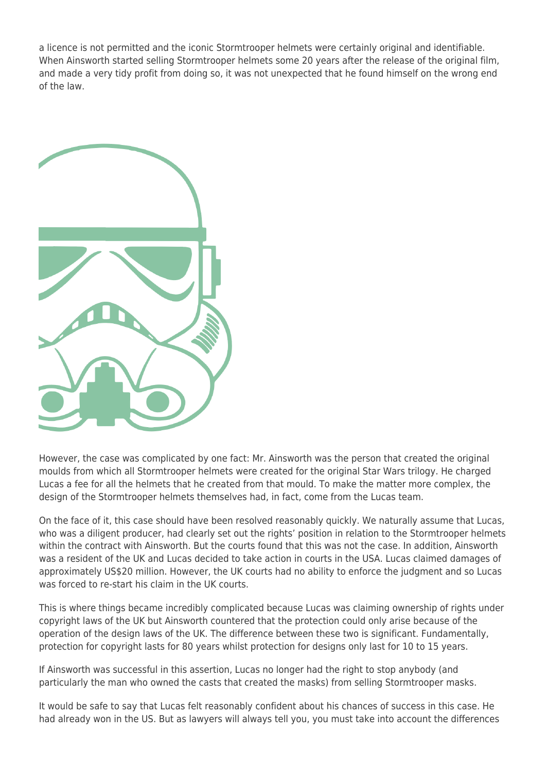a licence is not permitted and the iconic Stormtrooper helmets were certainly original and identifiable. When Ainsworth started selling Stormtrooper helmets some 20 years after the release of the original film, and made a very tidy profit from doing so, it was not unexpected that he found himself on the wrong end of the law.

However, the case was complicated by one fact: Mr. Ainsworth was the person that created the original moulds from which all Stormtrooper helmets were created for the original Star Wars trilogy. He charged Lucas a fee for all the helmets that he created from that mould. To make the matter more complex, the design of the Stormtrooper helmets themselves had, in fact, come from the Lucas team.

On the face of it, this case should have been resolved reasonably quickly. We naturally assume that Lucas, who was a diligent producer, had clearly set out the rights' position in relation to the Stormtrooper helmets within the contract with Ainsworth. But the courts found that this was not the case. In addition, Ainsworth was a resident of the UK and Lucas decided to take action in courts in the USA. Lucas claimed damages of approximately US$20 million. However, the UK courts had no ability to enforce the judgment and so Lucas was forced to re-start his claim in the UK courts.

This is where things became incredibly complicated because Lucas was claiming ownership of rights under copyright laws of the UK but Ainsworth countered that the protection could only arise because of the operation of the design laws of the UK. The difference between these two is significant. Fundamentally, protection for copyright lasts for 80 years whilst protection for designs only last for 10 to 15 years.

If Ainsworth was successful in this assertion, Lucas no longer had the right to stop anybody (and particularly the man who owned the casts that created the masks) from selling Stormtrooper masks.

It would be safe to say that Lucas felt reasonably confident about his chances of success in this case. He had already won in the US. But as lawyers will always tell you, you must take into account the differences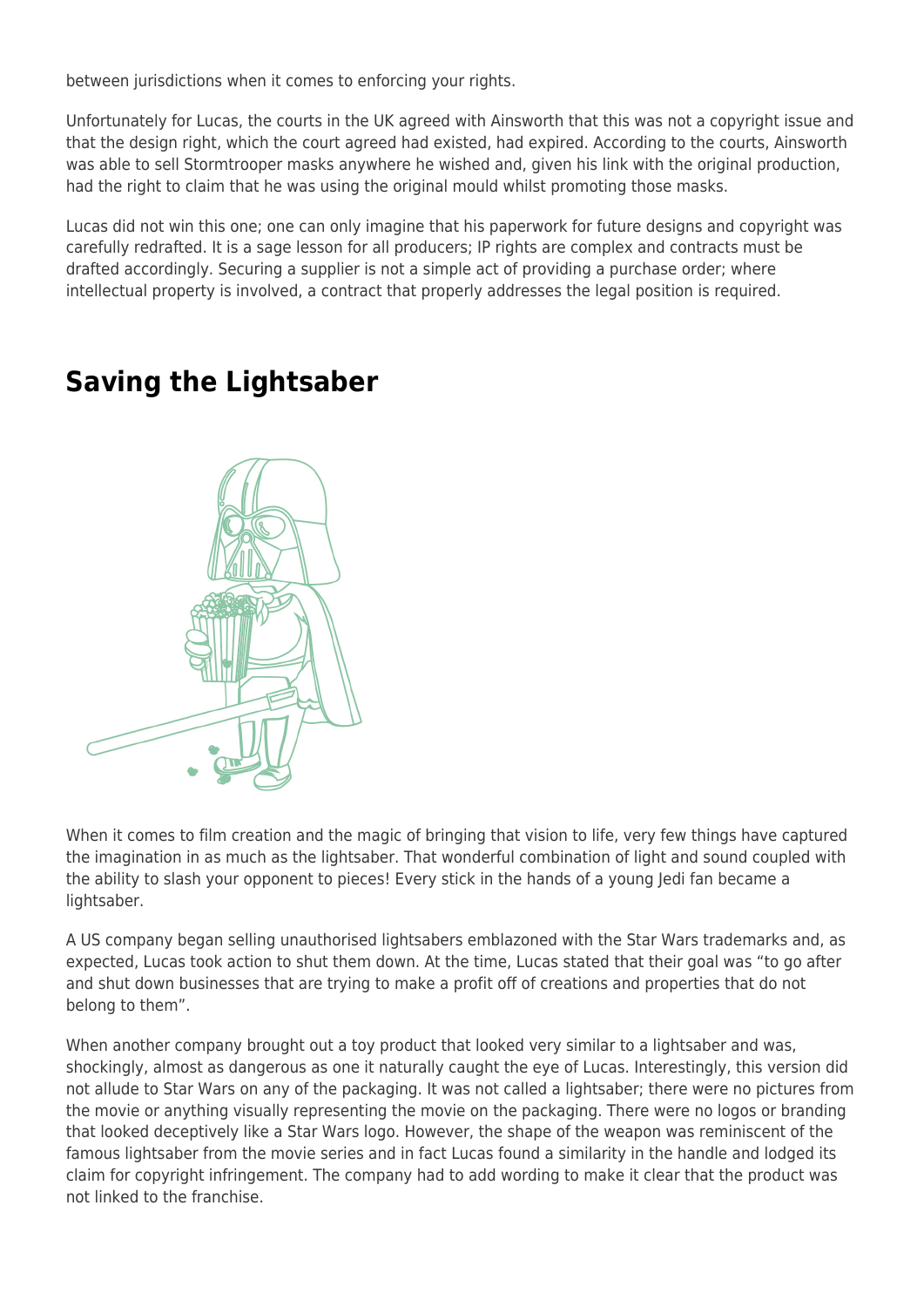between jurisdictions when it comes to enforcing your rights.

Unfortunately for Lucas, the courts in the UK agreed with Ainsworth that this was not a copyright issue and that the design right, which the court agreed had existed, had expired. According to the courts, Ainsworth was able to sell Stormtrooper masks anywhere he wished and, given his link with the original production, had the right to claim that he was using the original mould whilst promoting those masks.

Lucas did not win this one; one can only imagine that his paperwork for future designs and copyright was carefully redrafted. It is a sage lesson for all producers; IP rights are complex and contracts must be drafted accordingly. Securing a supplier is not a simple act of providing a purchase order; where intellectual property is involved, a contract that properly addresses the legal position is required.

## Saving the Lightsaber

When it comes to film creation and the magic of bringing that vision to life, very few things have captured the imagination in as much as the lightsaber. That wonderful combination of light and sound coupled with the ability to slash your opponent to pieces! Every stick in the hands of a young Jedi fan became a lightsaber.

A US company began selling unauthorised lightsabers emblazoned with the Star Wars trademarks and, as expected, Lucas took action to shut them down. At the time, Lucas stated that their goal was "to go after and shut down businesses that are trying to make a profit off of creations and properties that do not belong to them".

When another company brought out a toy product that looked very similar to a lightsaber and was, shockingly, almost as dangerous as one it naturally caught the eye of Lucas. Interestingly, this version did not allude to Star Wars on any of the packaging. It was not called a lightsaber; there were no pictures from the movie or anything visually representing the movie on the packaging. There were no logos or branding that looked deceptively like a Star Wars logo. However, the shape of the weapon was reminiscent of the famous lightsaber from the movie series and in fact Lucas found a similarity in the handle and lodged its claim for copyright infringement. The company had to add wording to make it clear that the product was not linked to the franchise.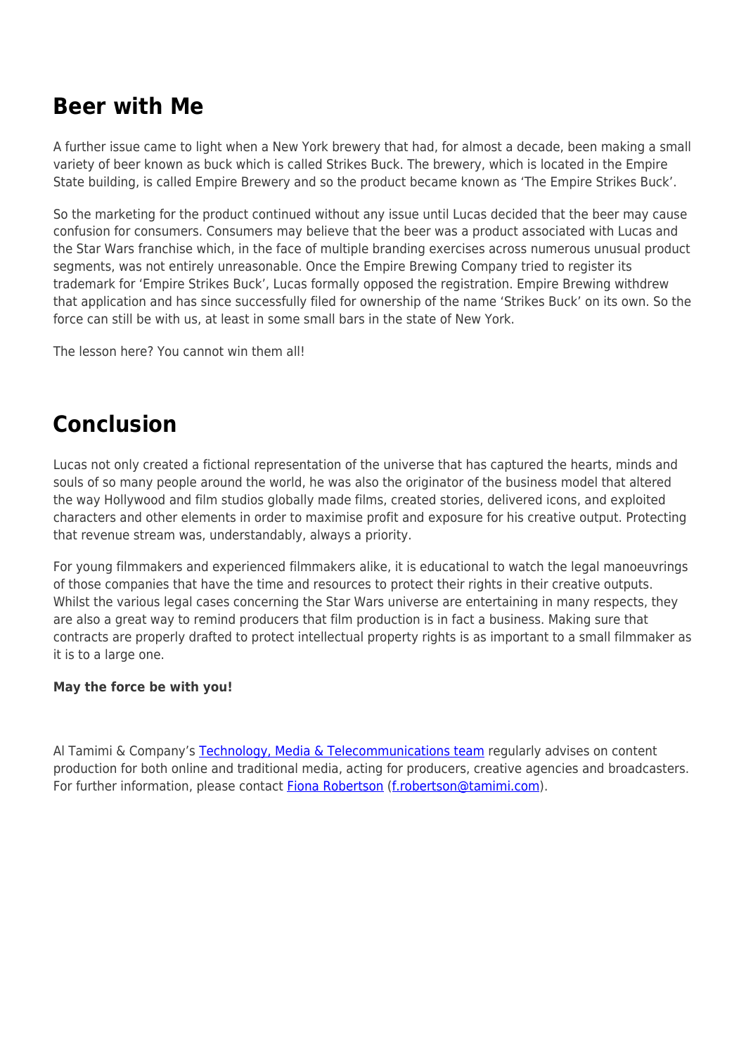## Beer with Me

A further issue came to light when a New York brewery that had, for almost a decade, been making a small variety of beer known as buck which is called Strikes Buck. The brewery, which is located in the Empire State building, is called Empire Brewery and so the product became known as 'The Empire Strikes Buck'.

So the marketing for the product continued without any issue until Lucas decided that the beer may cause confusion for consumers. Consumers may believe that the beer was a product associated with Lucas and the Star Wars franchise which, in the face of multiple branding exercises across numerous unusual product segments, was not entirely unreasonable. Once the Empire Brewing Company tried to register its trademark for 'Empire Strikes Buck', Lucas formally opposed the registration. Empire Brewing withdrew that application and has since successfully filed for ownership of the name 'Strikes Buck' on its own. So the force can still be with us, at least in some small bars in the state of New York.

The lesson here? You cannot win them all!

## Conclusion

Lucas not only created a fictional representation of the universe that has captured the hearts, minds and souls of so many people around the world, he was also the originator of the business model that altered the way Hollywood and film studios globally made films, created stories, delivered icons, and exploited characters and other elements in order to maximise profit and exposure for his creative output. Protecting that revenue stream was, understandably, always a priority.

For young filmmakers and experienced filmmakers alike, it is educational to watch the legal manoeuvrings of those companies that have the time and resources to protect their rights in their creative outputs. Whilst the various legal cases concerning the Star Wars universe are entertaining in many respects, they are also a great way to remind producers that film production is in fact a business. Making sure that contracts are properly drafted to protect intellectual property rights is as important to a small filmmaker as it is to a large one.

**May the force be with you!**

Al Tamimi & Company's Technology, Media & Telecommunications team regularly advises on content production for both online and traditional media, acting for producers, creative agencies and broadcasters. For further information, please contact Fiona Robertson (f.robertson@tamimi.com).